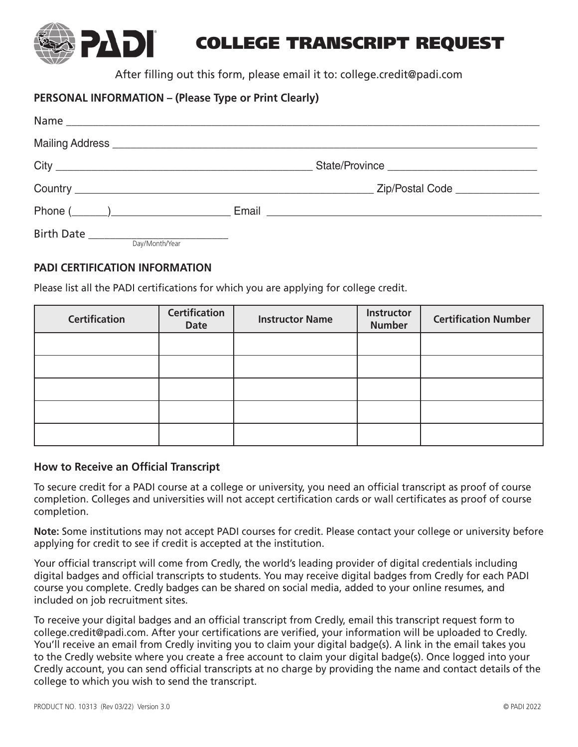# COLLEGE TRANSCRIPT REQUEST

After filling out this form, please email it to: college.credit@padi.com

**PERSONAL INFORMATION – (Please Type or Print Clearly)**

Name ______________________________________________________________________________

Mailing Address _____________________________________________________________________

City ____________________________________________ State/Province _________________________

Country ___________________________________________________ Zip/Postal Code ______________

Phone (______)____________________ Email _______________________________________________

Birth Date ________________________
Day/Month/Year

**PADI CERTIFICATION INFORMATION**

Please list all the PADI certifications for which you are applying for college credit.

| Certification | Certification Date | Instructor Name | Instructor Number | Certification Number |
|---|---|---|---|---|
| | | | | |
| | | | | |
| | | | | |
| | | | | |
| | | | | |

**How to Receive an Official Transcript**

To secure credit for a PADI course at a college or university, you need an official transcript as proof of course completion. Colleges and universities will not accept certification cards or wall certificates as proof of course completion.

**Note:** Some institutions may not accept PADI courses for credit. Please contact your college or university before applying for credit to see if credit is accepted at the institution.

Your official transcript will come from Credly, the world's leading provider of digital credentials including digital badges and official transcripts to students. You may receive digital badges from Credly for each PADI course you complete. Credly badges can be shared on social media, added to your online resumes, and included on job recruitment sites.

To receive your digital badges and an official transcript from Credly, email this transcript request form to college.credit@padi.com. After your certifications are verified, your information will be uploaded to Credly. You'll receive an email from Credly inviting you to claim your digital badge(s). A link in the email takes you to the Credly website where you create a free account to claim your digital badge(s). Once logged into your Credly account, you can send official transcripts at no charge by providing the name and contact details of the college to which you wish to send the transcript.

PRODUCT NO. 10313 (Rev 03/22) Version 3.0 © PADI 2022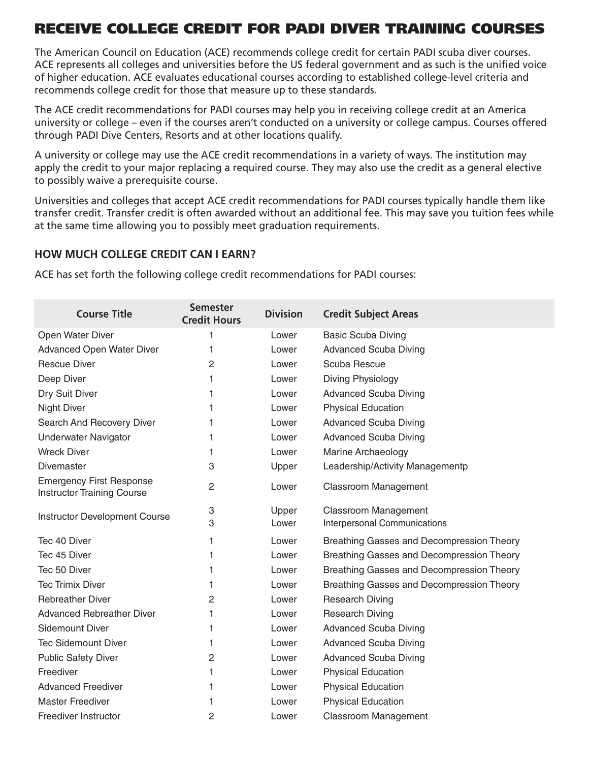# RECEIVE COLLEGE CREDIT FOR PADI DIVER TRAINING COURSES

The American Council on Education (ACE) recommends college credit for certain PADI scuba diver courses. ACE represents all colleges and universities before the US federal government and as such is the unified voice of higher education. ACE evaluates educational courses according to established college-level criteria and recommends college credit for those that measure up to these standards.

The ACE credit recommendations for PADI courses may help you in receiving college credit at an America university or college – even if the courses aren't conducted on a university or college campus. Courses offered through PADI Dive Centers, Resorts and at other locations qualify.

A university or college may use the ACE credit recommendations in a variety of ways. The institution may apply the credit to your major replacing a required course. They may also use the credit as a general elective to possibly waive a prerequisite course.

Universities and colleges that accept ACE credit recommendations for PADI courses typically handle them like transfer credit. Transfer credit is often awarded without an additional fee. This may save you tuition fees while at the same time allowing you to possibly meet graduation requirements.

## HOW MUCH COLLEGE CREDIT CAN I EARN?

ACE has set forth the following college credit recommendations for PADI courses:

| Course Title | Semester Credit Hours | Division | Credit Subject Areas |
|---|---|---|---|
| Open Water Diver | 1 | Lower | Basic Scuba Diving |
| Advanced Open Water Diver | 1 | Lower | Advanced Scuba Diving |
| Rescue Diver | 2 | Lower | Scuba Rescue |
| Deep Diver | 1 | Lower | Diving Physiology |
| Dry Suit Diver | 1 | Lower | Advanced Scuba Diving |
| Night Diver | 1 | Lower | Physical Education |
| Search And Recovery Diver | 1 | Lower | Advanced Scuba Diving |
| Underwater Navigator | 1 | Lower | Advanced Scuba Diving |
| Wreck Diver | 1 | Lower | Marine Archaeology |
| Divemaster | 3 | Upper | Leadership/Activity Managementp |
| Emergency First Response Instructor Training Course | 2 | Lower | Classroom Management |
| Instructor Development Course | 3 | Upper | Classroom Management |
| | 3 | Lower | Interpersonal Communications |
| Tec 40 Diver | 1 | Lower | Breathing Gasses and Decompression Theory |
| Tec 45 Diver | 1 | Lower | Breathing Gasses and Decompression Theory |
| Tec 50 Diver | 1 | Lower | Breathing Gasses and Decompression Theory |
| Tec Trimix Diver | 1 | Lower | Breathing Gasses and Decompression Theory |
| Rebreather Diver | 2 | Lower | Research Diving |
| Advanced Rebreather Diver | 1 | Lower | Research Diving |
| Sidemount Diver | 1 | Lower | Advanced Scuba Diving |
| Tec Sidemount Diver | 1 | Lower | Advanced Scuba Diving |
| Public Safety Diver | 2 | Lower | Advanced Scuba Diving |
| Freediver | 1 | Lower | Physical Education |
| Advanced Freediver | 1 | Lower | Physical Education |
| Master Freediver | 1 | Lower | Physical Education |
| Freediver Instructor | 2 | Lower | Classroom Management |